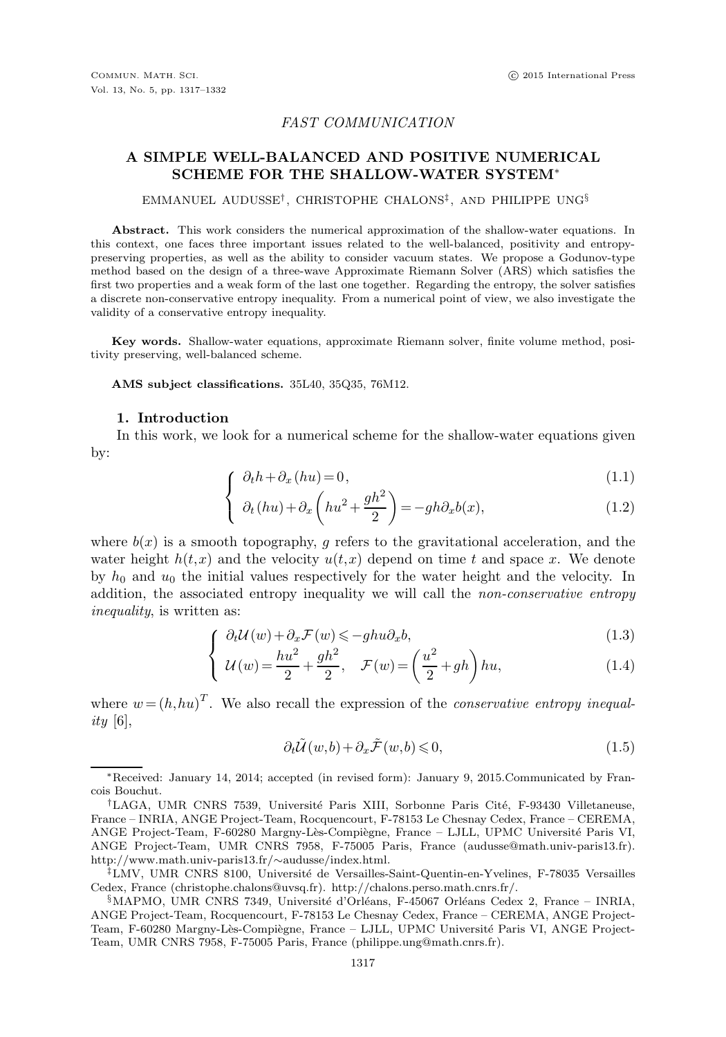*FAST COMMUNICATION*

# A SIMPLE WELL-BALANCED AND POSITIVE NUMERICAL SCHEME FOR THE SHALLOW-WATER SYSTEM*

EMMANUEL AUDUSSE†, CHRISTOPHE CHALONS‡, AND PHILIPPE UNG§

**Abstract.** This work considers the numerical approximation of the shallow-water equations. In this context, one faces three important issues related to the well-balanced, positivity and entropy-preserving properties, as well as the ability to consider vacuum states. We propose a Godunov-type method based on the design of a three-wave Approximate Riemann Solver (ARS) which satisfies the first two properties and a weak form of the last one together. Regarding the entropy, the solver satisfies a discrete non-conservative entropy inequality. From a numerical point of view, we also investigate the validity of a conservative entropy inequality.

**Key words.** Shallow-water equations, approximate Riemann solver, finite volume method, positivity preserving, well-balanced scheme.

**AMS subject classifications.** 35L40, 35Q35, 76M12.

## 1. Introduction

In this work, we look for a numerical scheme for the shallow-water equations given by:

$$
\begin{cases}
\partial_t h + \partial_x (hu) = 0, & (1.1) \\
\partial_t (hu) + \partial_x \left( hu^2 + \dfrac{gh^2}{2} \right) = -gh\partial_x b(x), & (1.2)
\end{cases}
$$

where $b(x)$ is a smooth topography, $g$ refers to the gravitational acceleration, and the water height $h(t,x)$ and the velocity $u(t,x)$ depend on time $t$ and space $x$. We denote by $h_0$ and $u_0$ the initial values respectively for the water height and the velocity. In addition, the associated entropy inequality we will call the *non-conservative entropy inequality*, is written as:

$$
\begin{cases}
\partial_t \mathcal{U}(w) + \partial_x \mathcal{F}(w) \leqslant -ghu\partial_x b, & (1.3) \\
\mathcal{U}(w) = \dfrac{hu^2}{2} + \dfrac{gh^2}{2}, \quad \mathcal{F}(w) = \left( \dfrac{u^2}{2} + gh \right) hu, & (1.4)
\end{cases}
$$

where $w = (h, hu)^T$. We also recall the expression of the *conservative entropy inequality* [6],

$$
\partial_t \tilde{\mathcal{U}}(w,b) + \partial_x \tilde{\mathcal{F}}(w,b) \leqslant 0, \tag{1.5}
$$

---

*Received: January 14, 2014; accepted (in revised form): January 9, 2015.Communicated by Francois Bouchut.

†LAGA, UMR CNRS 7539, Université Paris XIII, Sorbonne Paris Cité, F-93430 Villetaneuse, France – INRIA, ANGE Project-Team, Rocquencourt, F-78153 Le Chesnay Cedex, France – CEREMA, ANGE Project-Team, F-60280 Margny-Lès-Compiègne, France – LJLL, UPMC Université Paris VI, ANGE Project-Team, UMR CNRS 7958, F-75005 Paris, France (audusse@math.univ-paris13.fr). http://www.math.univ-paris13.fr/∼audusse/index.html.

‡LMV, UMR CNRS 8100, Université de Versailles-Saint-Quentin-en-Yvelines, F-78035 Versailles Cedex, France (christophe.chalons@uvsq.fr). http://chalons.perso.math.cnrs.fr/.

§MAPMO, UMR CNRS 7349, Université d'Orléans, F-45067 Orléans Cedex 2, France – INRIA, ANGE Project-Team, Rocquencourt, F-78153 Le Chesnay Cedex, France – CEREMA, ANGE Project-Team, F-60280 Margny-Lès-Compiègne, France – LJLL, UPMC Université Paris VI, ANGE Project-Team, UMR CNRS 7958, F-75005 Paris, France (philippe.ung@math.cnrs.fr).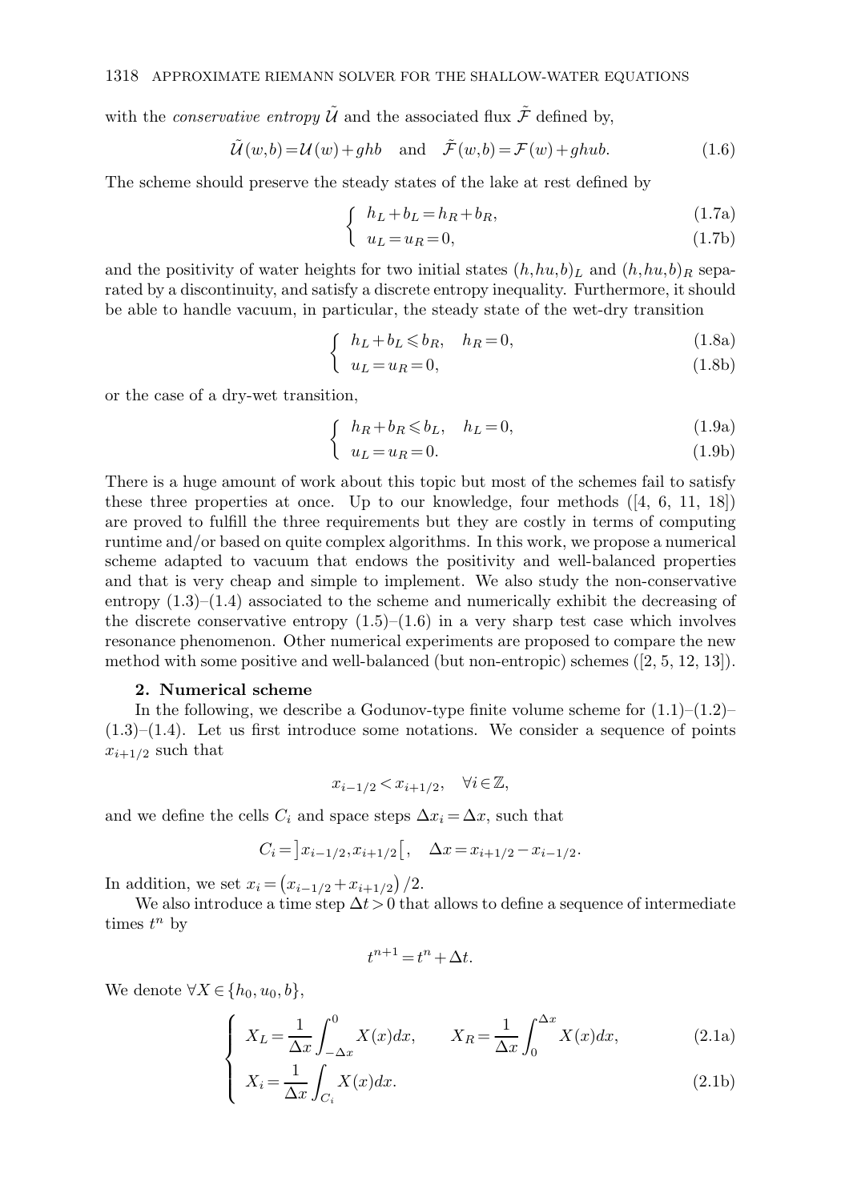with the *conservative entropy* $\tilde{\mathcal{U}}$ and the associated flux $\tilde{\mathcal{F}}$ defined by,

$$\tilde{\mathcal{U}}(w,b) = \mathcal{U}(w) + ghb \quad \text{and} \quad \tilde{\mathcal{F}}(w,b) = \mathcal{F}(w) + ghub. \tag{1.6}$$

The scheme should preserve the steady states of the lake at rest defined by

$$\begin{cases} h_L + b_L = h_R + b_R, & (1.7a) \\ u_L = u_R = 0, & (1.7b) \end{cases}$$

and the positivity of water heights for two initial states $(h,hu,b)_L$ and $(h,hu,b)_R$ separated by a discontinuity, and satisfy a discrete entropy inequality. Furthermore, it should be able to handle vacuum, in particular, the steady state of the wet-dry transition

$$\begin{cases} h_L + b_L \leqslant b_R, \quad h_R = 0, & (1.8a) \\ u_L = u_R = 0, & (1.8b) \end{cases}$$

or the case of a dry-wet transition,

$$\begin{cases} h_R + b_R \leqslant b_L, \quad h_L = 0, & (1.9a) \\ u_L = u_R = 0. & (1.9b) \end{cases}$$

There is a huge amount of work about this topic but most of the schemes fail to satisfy these three properties at once. Up to our knowledge, four methods ([4, 6, 11, 18]) are proved to fulfill the three requirements but they are costly in terms of computing runtime and/or based on quite complex algorithms. In this work, we propose a numerical scheme adapted to vacuum that endows the positivity and well-balanced properties and that is very cheap and simple to implement. We also study the non-conservative entropy (1.3)–(1.4) associated to the scheme and numerically exhibit the decreasing of the discrete conservative entropy (1.5)–(1.6) in a very sharp test case which involves resonance phenomenon. Other numerical experiments are proposed to compare the new method with some positive and well-balanced (but non-entropic) schemes ([2, 5, 12, 13]).

## 2. Numerical scheme

In the following, we describe a Godunov-type finite volume scheme for (1.1)–(1.2)–(1.3)–(1.4). Let us first introduce some notations. We consider a sequence of points $x_{i+1/2}$ such that

$$x_{i-1/2} < x_{i+1/2}, \quad \forall i \in \mathbb{Z},$$

and we define the cells $C_i$ and space steps $\Delta x_i = \Delta x$, such that

$$C_i = \left]x_{i-1/2}, x_{i+1/2}\right[, \quad \Delta x = x_{i+1/2} - x_{i-1/2}.$$

In addition, we set $x_i = \left(x_{i-1/2} + x_{i+1/2}\right)/2$.

We also introduce a time step $\Delta t > 0$ that allows to define a sequence of intermediate times $t^n$ by

$$t^{n+1} = t^n + \Delta t.$$

We denote $\forall X \in \{h_0, u_0, b\}$,

$$\begin{cases} X_L = \dfrac{1}{\Delta x}\displaystyle\int_{-\Delta x}^{0} X(x)dx, \qquad X_R = \dfrac{1}{\Delta x}\displaystyle\int_{0}^{\Delta x} X(x)dx, & (2.1a) \\ X_i = \dfrac{1}{\Delta x}\displaystyle\int_{C_i} X(x)dx. & (2.1b) \end{cases}$$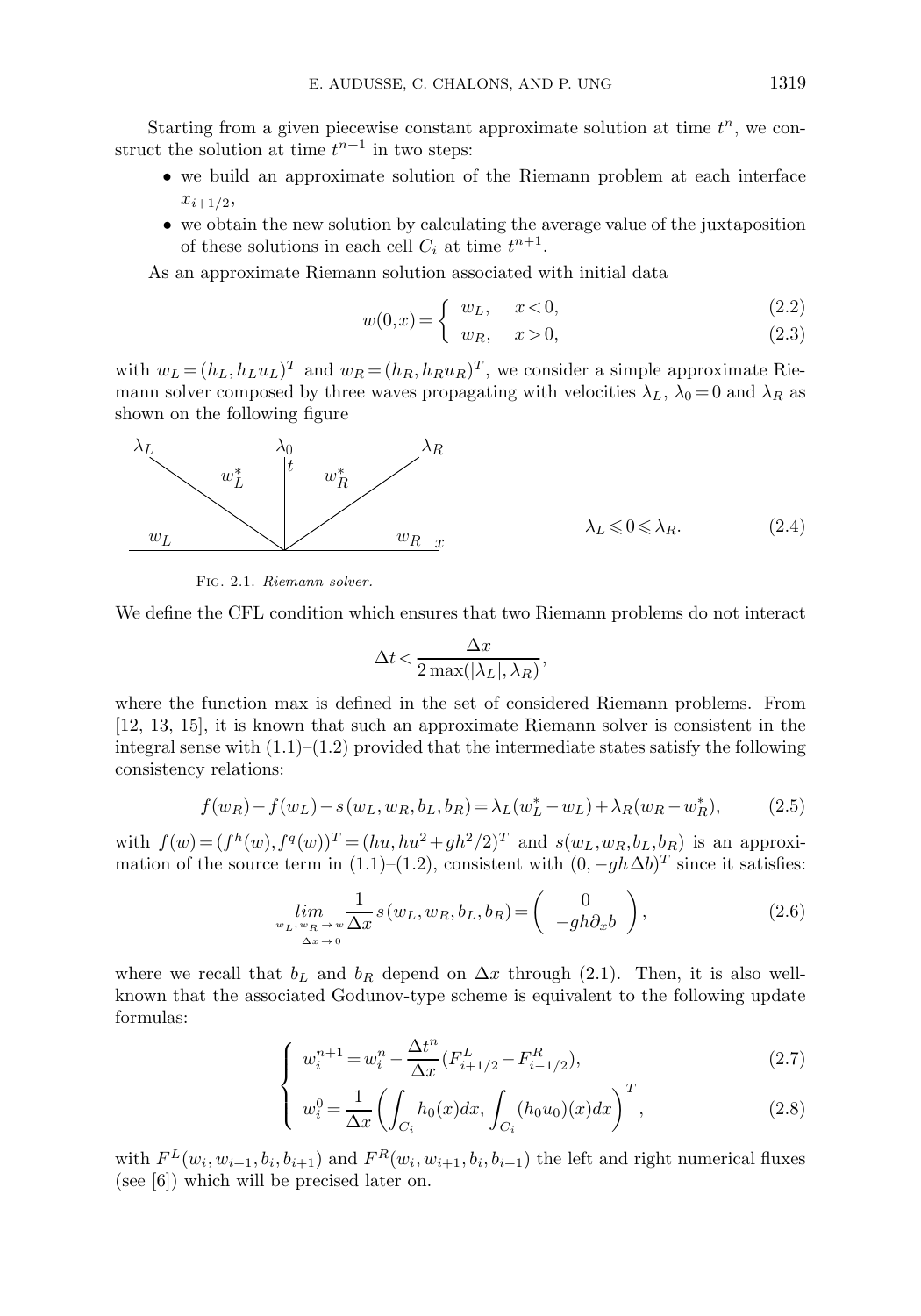Starting from a given piecewise constant approximate solution at time $t^n$, we construct the solution at time $t^{n+1}$ in two steps:

- we build an approximate solution of the Riemann problem at each interface $x_{i+1/2}$,
- we obtain the new solution by calculating the average value of the juxtaposition of these solutions in each cell $C_i$ at time $t^{n+1}$.

As an approximate Riemann solution associated with initial data

$$w(0,x) = \begin{cases} w_L, & x < 0, \quad (2.2) \\ w_R, & x > 0, \quad (2.3) \end{cases}$$

with $w_L = (h_L, h_L u_L)^T$ and $w_R = (h_R, h_R u_R)^T$, we consider a simple approximate Riemann solver composed by three waves propagating with velocities $\lambda_L$, $\lambda_0 = 0$ and $\lambda_R$ as shown on the following figure

$$\lambda_L \leqslant 0 \leqslant \lambda_R. \quad (2.4)$$

Fig. 2.1. *Riemann solver.*

We define the CFL condition which ensures that two Riemann problems do not interact

$$\Delta t < \frac{\Delta x}{2\max(|\lambda_L|, \lambda_R)},$$

where the function max is defined in the set of considered Riemann problems. From [12, 13, 15], it is known that such an approximate Riemann solver is consistent in the integral sense with (1.1)–(1.2) provided that the intermediate states satisfy the following consistency relations:

$$f(w_R) - f(w_L) - s(w_L, w_R, b_L, b_R) = \lambda_L(w_L^* - w_L) + \lambda_R(w_R - w_R^*), \quad (2.5)$$

with $f(w) = (f^h(w), f^q(w))^T = (hu, hu^2 + gh^2/2)^T$ and $s(w_L, w_R, b_L, b_R)$ is an approximation of the source term in (1.1)–(1.2), consistent with $(0, -gh\Delta b)^T$ since it satisfies:

$$\lim_{\substack{w_L, w_R \to w \\ \Delta x \to 0}} \frac{1}{\Delta x} s(w_L, w_R, b_L, b_R) = \begin{pmatrix} 0 \\ -gh\partial_x b \end{pmatrix}, \quad (2.6)$$

where we recall that $b_L$ and $b_R$ depend on $\Delta x$ through (2.1). Then, it is also well-known that the associated Godunov-type scheme is equivalent to the following update formulas:

$$\begin{cases} w_i^{n+1} = w_i^n - \dfrac{\Delta t^n}{\Delta x}(F_{i+1/2}^L - F_{i-1/2}^R), & (2.7) \\ w_i^0 = \dfrac{1}{\Delta x}\left(\displaystyle\int_{C_i} h_0(x)dx, \int_{C_i}(h_0 u_0)(x)dx\right)^T, & (2.8) \end{cases}$$

with $F^L(w_i, w_{i+1}, b_i, b_{i+1})$ and $F^R(w_i, w_{i+1}, b_i, b_{i+1})$ the left and right numerical fluxes (see [6]) which will be precised later on.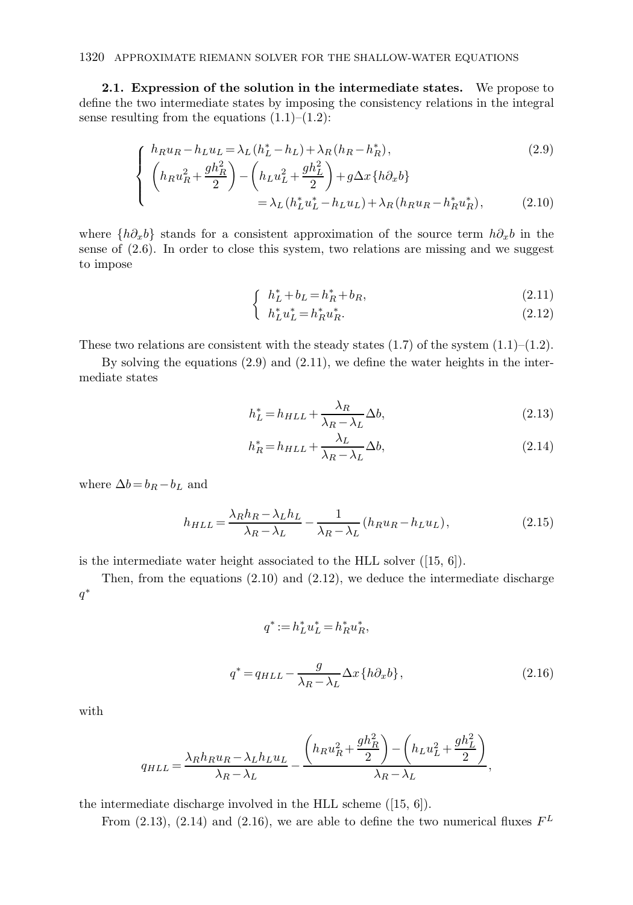**2.1. Expression of the solution in the intermediate states.** We propose to define the two intermediate states by imposing the consistency relations in the integral sense resulting from the equations (1.1)–(1.2):

$$
\left\{
\begin{aligned}
& h_R u_R - h_L u_L = \lambda_L (h_L^* - h_L) + \lambda_R (h_R - h_R^*), \qquad (2.9)\\
& \left( h_R u_R^2 + \frac{g h_R^2}{2} \right) - \left( h_L u_L^2 + \frac{g h_L^2}{2} \right) + g \Delta x \{h \partial_x b\} \\
& \qquad\qquad = \lambda_L (h_L^* u_L^* - h_L u_L) + \lambda_R (h_R u_R - h_R^* u_R^*), \qquad (2.10)
\end{aligned}
\right.
$$

where $\{h \partial_x b\}$ stands for a consistent approximation of the source term $h \partial_x b$ in the sense of (2.6). In order to close this system, two relations are missing and we suggest to impose

$$
\left\{
\begin{aligned}
& h_L^* + b_L = h_R^* + b_R, \qquad (2.11)\\
& h_L^* u_L^* = h_R^* u_R^*. \qquad (2.12)
\end{aligned}
\right.
$$

These two relations are consistent with the steady states (1.7) of the system (1.1)–(1.2).

By solving the equations (2.9) and (2.11), we define the water heights in the intermediate states

$$
h_L^* = h_{HLL} + \frac{\lambda_R}{\lambda_R - \lambda_L} \Delta b, \tag{2.13}
$$

$$
h_R^* = h_{HLL} + \frac{\lambda_L}{\lambda_R - \lambda_L} \Delta b, \tag{2.14}
$$

where $\Delta b = b_R - b_L$ and

$$
h_{HLL} = \frac{\lambda_R h_R - \lambda_L h_L}{\lambda_R - \lambda_L} - \frac{1}{\lambda_R - \lambda_L} (h_R u_R - h_L u_L), \tag{2.15}
$$

is the intermediate water height associated to the HLL solver ([15, 6]).

Then, from the equations (2.10) and (2.12), we deduce the intermediate discharge $q^*$

$$
q^* := h_L^* u_L^* = h_R^* u_R^*,
$$

$$
q^* = q_{HLL} - \frac{g}{\lambda_R - \lambda_L} \Delta x \{h \partial_x b\}, \tag{2.16}
$$

with

$$
q_{HLL} = \frac{\lambda_R h_R u_R - \lambda_L h_L u_L}{\lambda_R - \lambda_L} - \frac{\left( h_R u_R^2 + \frac{g h_R^2}{2} \right) - \left( h_L u_L^2 + \frac{g h_L^2}{2} \right)}{\lambda_R - \lambda_L},
$$

the intermediate discharge involved in the HLL scheme ([15, 6]).

From (2.13), (2.14) and (2.16), we are able to define the two numerical fluxes $F^L$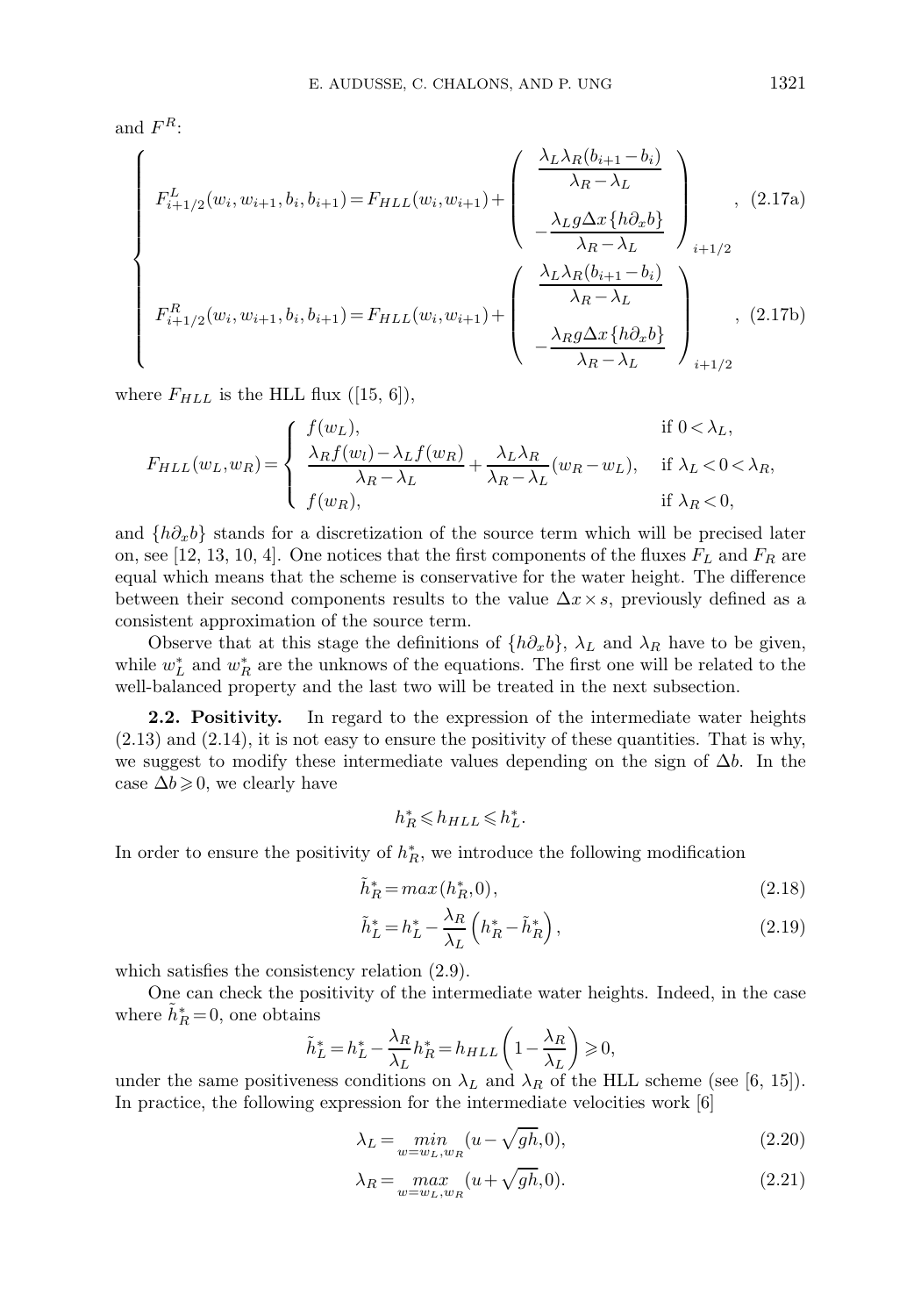and $F^R$:

$$
\left\{
\begin{aligned}
F^L_{i+1/2}(w_i,w_{i+1},b_i,b_{i+1}) &= F_{HLL}(w_i,w_{i+1}) + \begin{pmatrix} \dfrac{\lambda_L\lambda_R(b_{i+1}-b_i)}{\lambda_R-\lambda_L} \\ -\dfrac{\lambda_L g\Delta x\{h\partial_x b\}}{\lambda_R-\lambda_L} \end{pmatrix}_{i+1/2}, \quad (2.17\text{a}) \\
F^R_{i+1/2}(w_i,w_{i+1},b_i,b_{i+1}) &= F_{HLL}(w_i,w_{i+1}) + \begin{pmatrix} \dfrac{\lambda_L\lambda_R(b_{i+1}-b_i)}{\lambda_R-\lambda_L} \\ -\dfrac{\lambda_R g\Delta x\{h\partial_x b\}}{\lambda_R-\lambda_L} \end{pmatrix}_{i+1/2}, \quad (2.17\text{b})
\end{aligned}
\right.
$$

where $F_{HLL}$ is the HLL flux ([15, 6]),

$$
F_{HLL}(w_L,w_R) = \begin{cases} f(w_L), & \text{if } 0<\lambda_L, \\ \dfrac{\lambda_R f(w_l)-\lambda_L f(w_R)}{\lambda_R-\lambda_L} + \dfrac{\lambda_L\lambda_R}{\lambda_R-\lambda_L}(w_R-w_L), & \text{if } \lambda_L<0<\lambda_R, \\ f(w_R), & \text{if } \lambda_R<0, \end{cases}
$$

and $\{h\partial_x b\}$ stands for a discretization of the source term which will be precised later on, see [12, 13, 10, 4]. One notices that the first components of the fluxes $F_L$ and $F_R$ are equal which means that the scheme is conservative for the water height. The difference between their second components results to the value $\Delta x \times s$, previously defined as a consistent approximation of the source term.

Observe that at this stage the definitions of $\{h\partial_x b\}$, $\lambda_L$ and $\lambda_R$ have to be given, while $w_L^*$ and $w_R^*$ are the unknows of the equations. The first one will be related to the well-balanced property and the last two will be treated in the next subsection.

**2.2. Positivity.** In regard to the expression of the intermediate water heights (2.13) and (2.14), it is not easy to ensure the positivity of these quantities. That is why, we suggest to modify these intermediate values depending on the sign of $\Delta b$. In the case $\Delta b \geqslant 0$, we clearly have

$$h_R^* \leqslant h_{HLL} \leqslant h_L^*.$$

In order to ensure the positivity of $h_R^*$, we introduce the following modification

$$\tilde{h}_R^* = max(h_R^*, 0), \tag{2.18}$$

$$\tilde{h}_L^* = h_L^* - \frac{\lambda_R}{\lambda_L}\left(h_R^* - \tilde{h}_R^*\right), \tag{2.19}$$

which satisfies the consistency relation (2.9).

One can check the positivity of the intermediate water heights. Indeed, in the case where $\tilde{h}_R^* = 0$, one obtains

$$\tilde{h}_L^* = h_L^* - \frac{\lambda_R}{\lambda_L}h_R^* = h_{HLL}\left(1 - \frac{\lambda_R}{\lambda_L}\right) \geqslant 0,$$

under the same positiveness conditions on $\lambda_L$ and $\lambda_R$ of the HLL scheme (see [6, 15]). In practice, the following expression for the intermediate velocities work [6]

$$\lambda_L = \underset{w=w_L,w_R}{min}(u-\sqrt{gh}, 0), \tag{2.20}$$

$$\lambda_R = \underset{w=w_L,w_R}{max}(u+\sqrt{gh}, 0). \tag{2.21}$$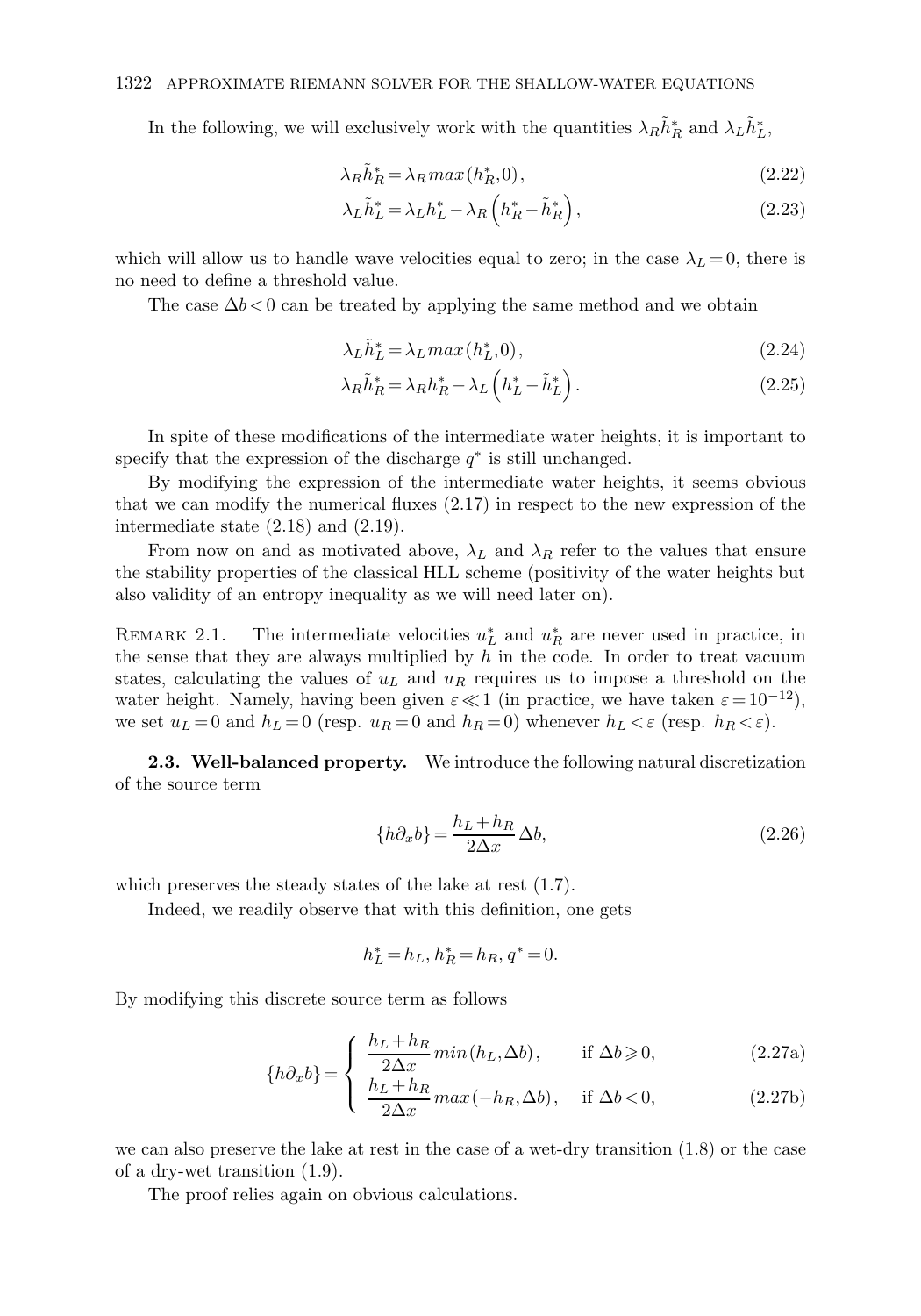In the following, we will exclusively work with the quantities $\lambda_R \tilde{h}_R^*$ and $\lambda_L \tilde{h}_L^*$,

$$\lambda_R \tilde{h}_R^* = \lambda_R max(h_R^*, 0), \tag{2.22}$$

$$\lambda_L \tilde{h}_L^* = \lambda_L h_L^* - \lambda_R \left(h_R^* - \tilde{h}_R^*\right), \tag{2.23}$$

which will allow us to handle wave velocities equal to zero; in the case $\lambda_L = 0$, there is no need to define a threshold value.

The case $\Delta b < 0$ can be treated by applying the same method and we obtain

$$\lambda_L \tilde{h}_L^* = \lambda_L max(h_L^*, 0), \tag{2.24}$$

$$\lambda_R \tilde{h}_R^* = \lambda_R h_R^* - \lambda_L \left(h_L^* - \tilde{h}_L^*\right). \tag{2.25}$$

In spite of these modifications of the intermediate water heights, it is important to specify that the expression of the discharge $q^*$ is still unchanged.

By modifying the expression of the intermediate water heights, it seems obvious that we can modify the numerical fluxes (2.17) in respect to the new expression of the intermediate state (2.18) and (2.19).

From now on and as motivated above, $\lambda_L$ and $\lambda_R$ refer to the values that ensure the stability properties of the classical HLL scheme (positivity of the water heights but also validity of an entropy inequality as we will need later on).

Remark 2.1. The intermediate velocities $u_L^*$ and $u_R^*$ are never used in practice, in the sense that they are always multiplied by $h$ in the code. In order to treat vacuum states, calculating the values of $u_L$ and $u_R$ requires us to impose a threshold on the water height. Namely, having been given $\varepsilon \ll 1$ (in practice, we have taken $\varepsilon = 10^{-12}$), we set $u_L = 0$ and $h_L = 0$ (resp. $u_R = 0$ and $h_R = 0$) whenever $h_L < \varepsilon$ (resp. $h_R < \varepsilon$).

### 2.3. Well-balanced property.

We introduce the following natural discretization of the source term

$$\{h\partial_x b\} = \frac{h_L + h_R}{2\Delta x}\Delta b, \tag{2.26}$$

which preserves the steady states of the lake at rest (1.7).

Indeed, we readily observe that with this definition, one gets

$$h_L^* = h_L, h_R^* = h_R, q^* = 0.$$

By modifying this discrete source term as follows

$$\{h\partial_x b\} = \begin{cases} \dfrac{h_L + h_R}{2\Delta x} min(h_L, \Delta b), & \text{if } \Delta b \geqslant 0, \quad (2.27\text{a}) \\ \dfrac{h_L + h_R}{2\Delta x} max(-h_R, \Delta b), & \text{if } \Delta b < 0, \quad (2.27\text{b}) \end{cases}$$

we can also preserve the lake at rest in the case of a wet-dry transition (1.8) or the case of a dry-wet transition (1.9).

The proof relies again on obvious calculations.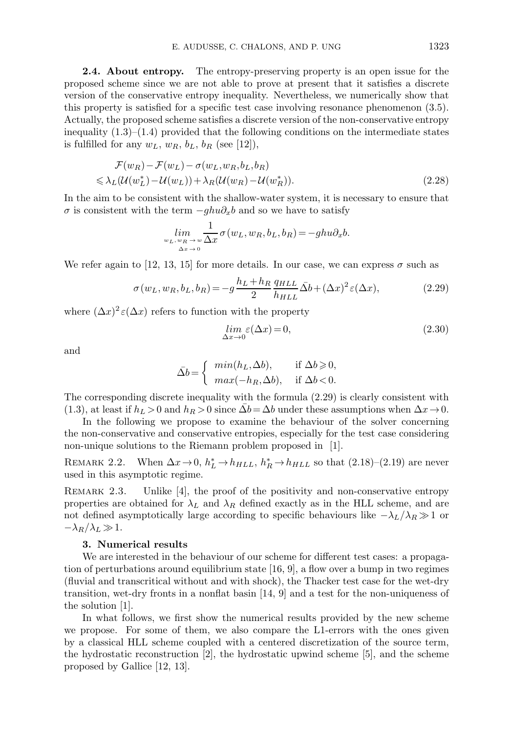**2.4. About entropy.** The entropy-preserving property is an open issue for the proposed scheme since we are not able to prove at present that it satisfies a discrete version of the conservative entropy inequality. Nevertheless, we numerically show that this property is satisfied for a specific test case involving resonance phenomenon (3.5). Actually, the proposed scheme satisfies a discrete version of the non-conservative entropy inequality (1.3)–(1.4) provided that the following conditions on the intermediate states is fulfilled for any $w_L$, $w_R$, $b_L$, $b_R$ (see [12]),

$$\begin{aligned}
&\mathcal{F}(w_R) - \mathcal{F}(w_L) - \sigma(w_L, w_R, b_L, b_R) \\
&\leqslant \lambda_L(\mathcal{U}(w_L^*) - \mathcal{U}(w_L)) + \lambda_R(\mathcal{U}(w_R) - \mathcal{U}(w_R^*)).
\end{aligned} \tag{2.28}$$

In the aim to be consistent with the shallow-water system, it is necessary to ensure that $\sigma$ is consistent with the term $-ghu\partial_x b$ and so we have to satisfy

$$\lim_{\substack{w_L, w_R \to w \\ \Delta x \to 0}} \frac{1}{\Delta x} \sigma(w_L, w_R, b_L, b_R) = -ghu\partial_x b.$$

We refer again to [12, 13, 15] for more details. In our case, we can express $\sigma$ such as

$$\sigma(w_L, w_R, b_L, b_R) = -g \frac{h_L + h_R}{2} \frac{q_{HLL}}{h_{HLL}} \bar{\Delta b} + (\Delta x)^2 \varepsilon(\Delta x), \tag{2.29}$$

where $(\Delta x)^2 \varepsilon(\Delta x)$ refers to function with the property

$$\lim_{\Delta x \to 0} \varepsilon(\Delta x) = 0, \tag{2.30}$$

and

$$\bar{\Delta b} = \begin{cases} min(h_L, \Delta b), & \text{if } \Delta b \geqslant 0, \\ max(-h_R, \Delta b), & \text{if } \Delta b < 0. \end{cases}$$

The corresponding discrete inequality with the formula (2.29) is clearly consistent with (1.3), at least if $h_L > 0$ and $h_R > 0$ since $\bar{\Delta b} = \Delta b$ under these assumptions when $\Delta x \to 0$.

In the following we propose to examine the behaviour of the solver concerning the non-conservative and conservative entropies, especially for the test case considering non-unique solutions to the Riemann problem proposed in [1].

REMARK 2.2. When $\Delta x \to 0$, $h_L^* \to h_{HLL}$, $h_R^* \to h_{HLL}$ so that (2.18)–(2.19) are never used in this asymptotic regime.

REMARK 2.3. Unlike [4], the proof of the positivity and non-conservative entropy properties are obtained for $\lambda_L$ and $\lambda_R$ defined exactly as in the HLL scheme, and are not defined asymptotically large according to specific behaviours like $-\lambda_L/\lambda_R \gg 1$ or $-\lambda_R/\lambda_L \gg 1$.

## 3. Numerical results

We are interested in the behaviour of our scheme for different test cases: a propagation of perturbations around equilibrium state [16, 9], a flow over a bump in two regimes (fluvial and transcritical without and with shock), the Thacker test case for the wet-dry transition, wet-dry fronts in a nonflat basin [14, 9] and a test for the non-uniqueness of the solution [1].

In what follows, we first show the numerical results provided by the new scheme we propose. For some of them, we also compare the L1-errors with the ones given by a classical HLL scheme coupled with a centered discretization of the source term, the hydrostatic reconstruction [2], the hydrostatic upwind scheme [5], and the scheme proposed by Gallice [12, 13].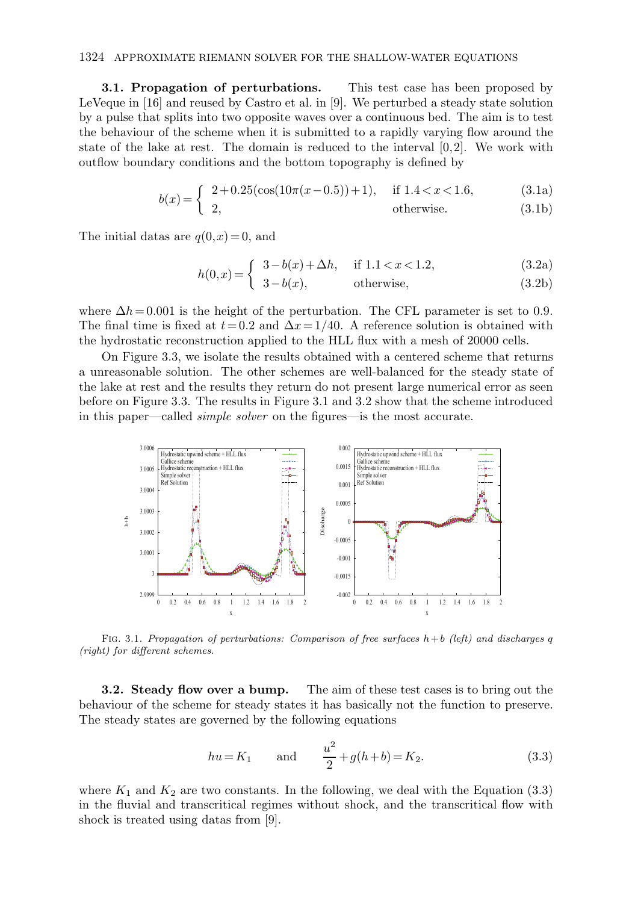**3.1. Propagation of perturbations.** This test case has been proposed by LeVeque in [16] and reused by Castro et al. in [9]. We perturbed a steady state solution by a pulse that splits into two opposite waves over a continuous bed. The aim is to test the behaviour of the scheme when it is submitted to a rapidly varying flow around the state of the lake at rest. The domain is reduced to the interval $[0,2]$. We work with outflow boundary conditions and the bottom topography is defined by

$$b(x) = \begin{cases} 2 + 0.25(\cos(10\pi(x-0.5))+1), & \text{if } 1.4 < x < 1.6, \quad (3.1a) \\ 2, & \text{otherwise.} \quad (3.1b) \end{cases}$$

The initial datas are $q(0,x) = 0$, and

$$h(0,x) = \begin{cases} 3 - b(x) + \Delta h, & \text{if } 1.1 < x < 1.2, \quad (3.2a) \\ 3 - b(x), & \text{otherwise,} \quad (3.2b) \end{cases}$$

where $\Delta h = 0.001$ is the height of the perturbation. The CFL parameter is set to 0.9. The final time is fixed at $t = 0.2$ and $\Delta x = 1/40$. A reference solution is obtained with the hydrostatic reconstruction applied to the HLL flux with a mesh of 20000 cells.

On Figure 3.3, we isolate the results obtained with a centered scheme that returns a unreasonable solution. The other schemes are well-balanced for the steady state of the lake at rest and the results they return do not present large numerical error as seen before on Figure 3.3. The results in Figure 3.1 and 3.2 show that the scheme introduced in this paper—called *simple solver* on the figures—is the most accurate.

FIG. 3.1. *Propagation of perturbations: Comparison of free surfaces $h+b$ (left) and discharges $q$ (right) for different schemes.*

**3.2. Steady flow over a bump.** The aim of these test cases is to bring out the behaviour of the scheme for steady states it has basically not the function to preserve. The steady states are governed by the following equations

$$hu = K_1 \qquad \text{and} \qquad \frac{u^2}{2} + g(h+b) = K_2. \tag{3.3}$$

where $K_1$ and $K_2$ are two constants. In the following, we deal with the Equation (3.3) in the fluvial and transcritical regimes without shock, and the transcritical flow with shock is treated using datas from [9].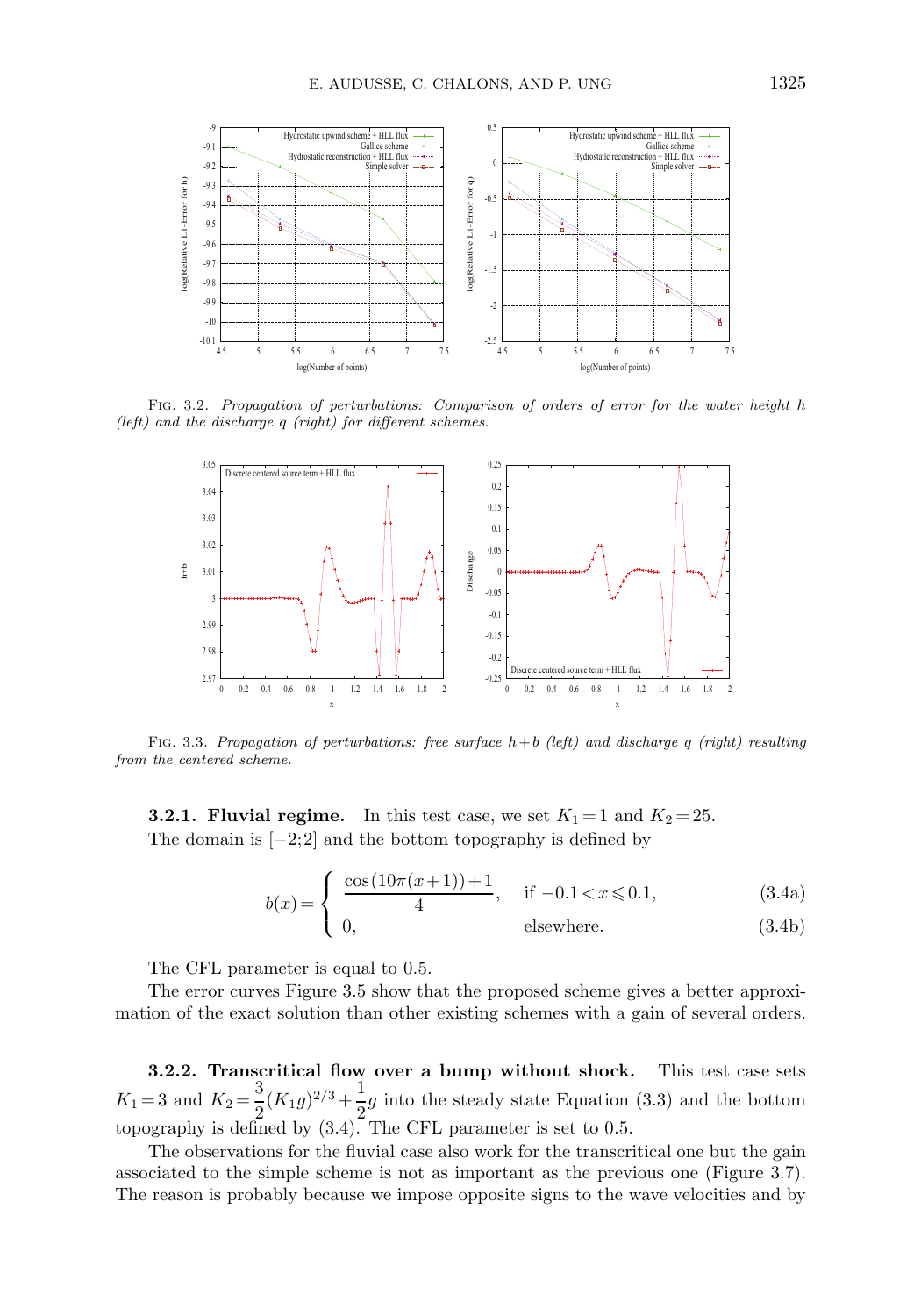FIG. 3.2. *Propagation of perturbations: Comparison of orders of error for the water height $h$ (left) and the discharge $q$ (right) for different schemes.*

FIG. 3.3. *Propagation of perturbations: free surface $h+b$ (left) and discharge $q$ (right) resulting from the centered scheme.*

**3.2.1. Fluvial regime.** In this test case, we set $K_1 = 1$ and $K_2 = 25$. The domain is $[-2;2]$ and the bottom topography is defined by

$$
b(x) = \begin{cases} \dfrac{\cos(10\pi(x+1))+1}{4}, & \text{if } -0.1 < x \leqslant 0.1, \qquad (3.4a) \\ 0, & \text{elsewhere.} \qquad (3.4b) \end{cases}
$$

The CFL parameter is equal to 0.5.

The error curves Figure 3.5 show that the proposed scheme gives a better approximation of the exact solution than other existing schemes with a gain of several orders.

**3.2.2. Transcritical flow over a bump without shock.** This test case sets $K_1 = 3$ and $K_2 = \dfrac{3}{2}(K_1 g)^{2/3} + \dfrac{1}{2}g$ into the steady state Equation (3.3) and the bottom topography is defined by (3.4). The CFL parameter is set to 0.5.

The observations for the fluvial case also work for the transcritical one but the gain associated to the simple scheme is not as important as the previous one (Figure 3.7). The reason is probably because we impose opposite signs to the wave velocities and by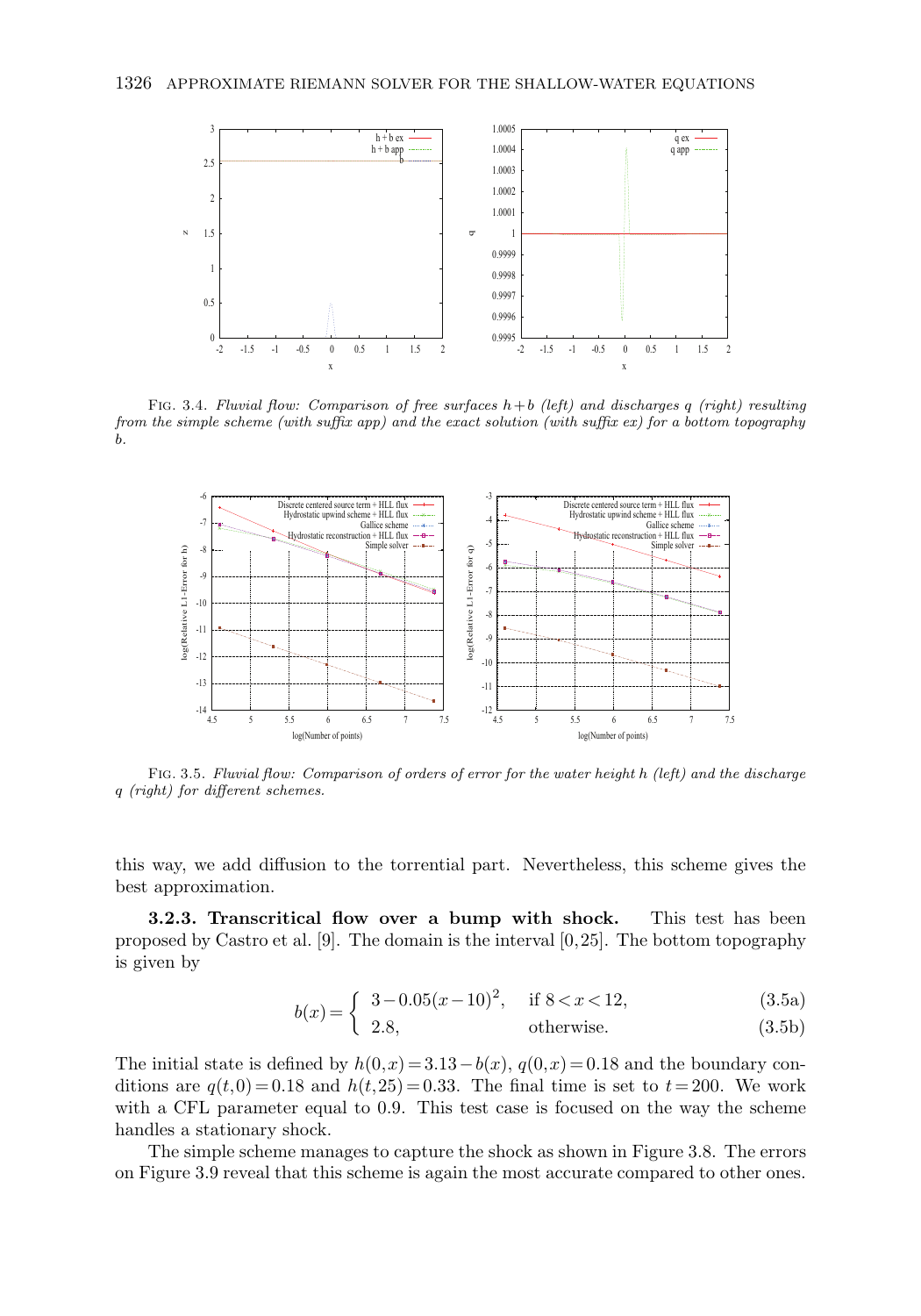FIG. 3.4. *Fluvial flow: Comparison of free surfaces $h+b$ (left) and discharges $q$ (right) resulting from the simple scheme (with suffix app) and the exact solution (with suffix ex) for a bottom topography $b$.*

FIG. 3.5. *Fluvial flow: Comparison of orders of error for the water height $h$ (left) and the discharge $q$ (right) for different schemes.*

this way, we add diffusion to the torrential part. Nevertheless, this scheme gives the best approximation.

**3.2.3. Transcritical flow over a bump with shock.** This test has been proposed by Castro et al. [9]. The domain is the interval $[0,25]$. The bottom topography is given by

$$b(x) = \begin{cases} 3 - 0.05(x-10)^2, & \text{if } 8 < x < 12, \quad (3.5\text{a}) \\ 2.8, & \text{otherwise.} \quad (3.5\text{b}) \end{cases}$$

The initial state is defined by $h(0,x) = 3.13 - b(x)$, $q(0,x) = 0.18$ and the boundary conditions are $q(t,0) = 0.18$ and $h(t,25) = 0.33$. The final time is set to $t = 200$. We work with a CFL parameter equal to 0.9. This test case is focused on the way the scheme handles a stationary shock.

The simple scheme manages to capture the shock as shown in Figure 3.8. The errors on Figure 3.9 reveal that this scheme is again the most accurate compared to other ones.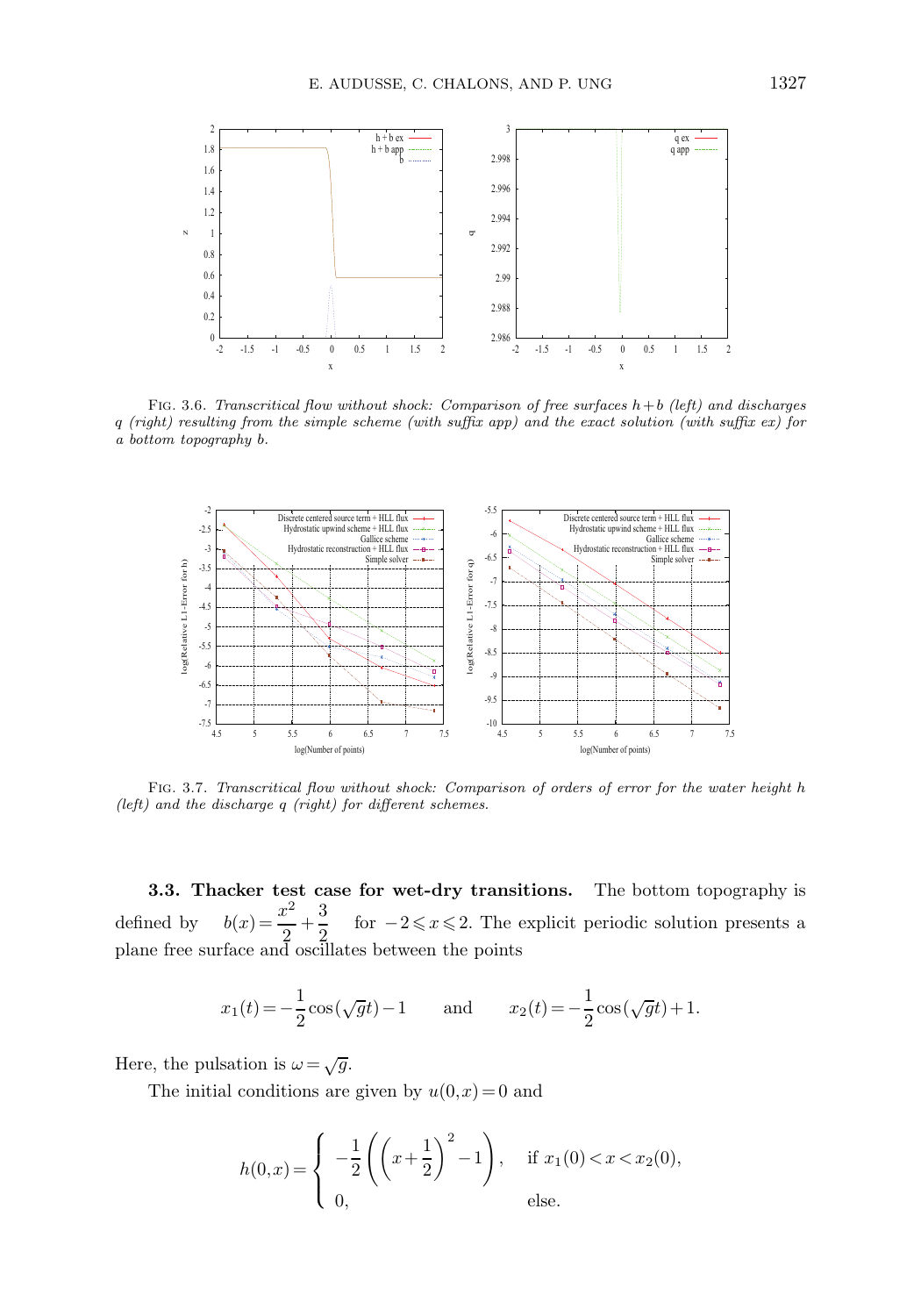FIG. 3.6. *Transcritical flow without shock: Comparison of free surfaces $h+b$ (left) and discharges $q$ (right) resulting from the simple scheme (with suffix app) and the exact solution (with suffix ex) for a bottom topography $b$.*

FIG. 3.7. *Transcritical flow without shock: Comparison of orders of error for the water height $h$ (left) and the discharge $q$ (right) for different schemes.*

**3.3. Thacker test case for wet-dry transitions.** The bottom topography is defined by $b(x) = \dfrac{x^2}{2} + \dfrac{3}{2}$ for $-2 \leqslant x \leqslant 2$. The explicit periodic solution presents a plane free surface and oscillates between the points

$$x_1(t) = -\frac{1}{2}\cos(\sqrt{g}t) - 1 \qquad \text{and} \qquad x_2(t) = -\frac{1}{2}\cos(\sqrt{g}t) + 1.$$

Here, the pulsation is $\omega = \sqrt{g}$.

The initial conditions are given by $u(0,x) = 0$ and

$$h(0,x) = \begin{cases} -\dfrac{1}{2}\left(\left(x + \dfrac{1}{2}\right)^2 - 1\right), & \text{if } x_1(0) < x < x_2(0), \\ 0, & \text{else.} \end{cases}$$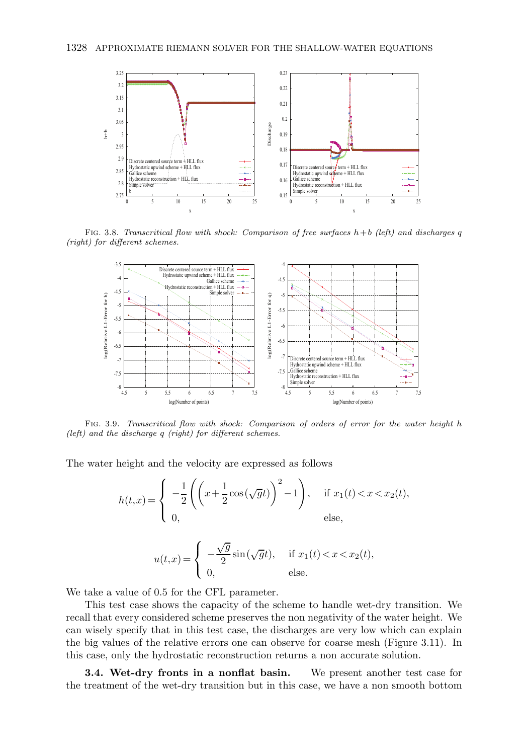FIG. 3.8. *Transcritical flow with shock: Comparison of free surfaces $h+b$ (left) and discharges $q$ (right) for different schemes.*

FIG. 3.9. *Transcritical flow with shock: Comparison of orders of error for the water height $h$ (left) and the discharge $q$ (right) for different schemes.*

The water height and the velocity are expressed as follows

$$h(t,x) = \begin{cases} -\dfrac{1}{2}\left(\left(x + \dfrac{1}{2}\cos(\sqrt{g}t)\right)^2 - 1\right), & \text{if } x_1(t) < x < x_2(t), \\ 0, & \text{else,} \end{cases}$$

$$u(t,x) = \begin{cases} -\dfrac{\sqrt{g}}{2}\sin(\sqrt{g}t), & \text{if } x_1(t) < x < x_2(t), \\ 0, & \text{else.} \end{cases}$$

We take a value of 0.5 for the CFL parameter.

This test case shows the capacity of the scheme to handle wet-dry transition. We recall that every considered scheme preserves the non negativity of the water height. We can wisely specify that in this test case, the discharges are very low which can explain the big values of the relative errors one can observe for coarse mesh (Figure 3.11). In this case, only the hydrostatic reconstruction returns a non accurate solution.

**3.4. Wet-dry fronts in a nonflat basin.** We present another test case for the treatment of the wet-dry transition but in this case, we have a non smooth bottom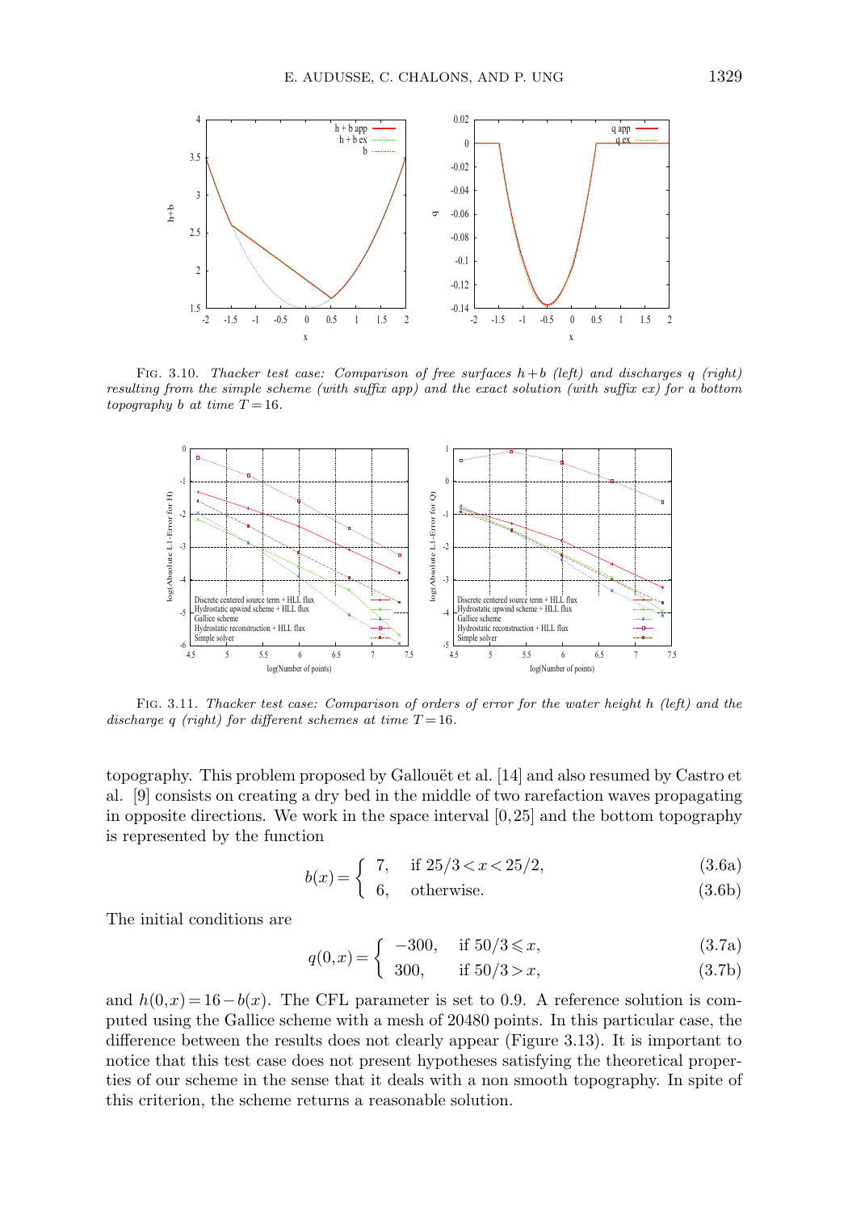FIG. 3.10. *Thacker test case: Comparison of free surfaces $h+b$ (left) and discharges $q$ (right) resulting from the simple scheme (with suffix app) and the exact solution (with suffix ex) for a bottom topography $b$ at time $T=16$.*

FIG. 3.11. *Thacker test case: Comparison of orders of error for the water height $h$ (left) and the discharge $q$ (right) for different schemes at time $T=16$.*

topography. This problem proposed by Gallouët et al. [14] and also resumed by Castro et al. [9] consists on creating a dry bed in the middle of two rarefaction waves propagating in opposite directions. We work in the space interval $[0,25]$ and the bottom topography is represented by the function

$$b(x) = \begin{cases} 7, & \text{if } 25/3 < x < 25/2, \quad (3.6a) \\ 6, & \text{otherwise.} \quad (3.6b) \end{cases}$$

The initial conditions are

$$q(0,x) = \begin{cases} -300, & \text{if } 50/3 \leqslant x, \quad (3.7a) \\ 300, & \text{if } 50/3 > x, \quad (3.7b) \end{cases}$$

and $h(0,x) = 16 - b(x)$. The CFL parameter is set to 0.9. A reference solution is computed using the Gallice scheme with a mesh of 20480 points. In this particular case, the difference between the results does not clearly appear (Figure 3.13). It is important to notice that this test case does not present hypotheses satisfying the theoretical properties of our scheme in the sense that it deals with a non smooth topography. In spite of this criterion, the scheme returns a reasonable solution.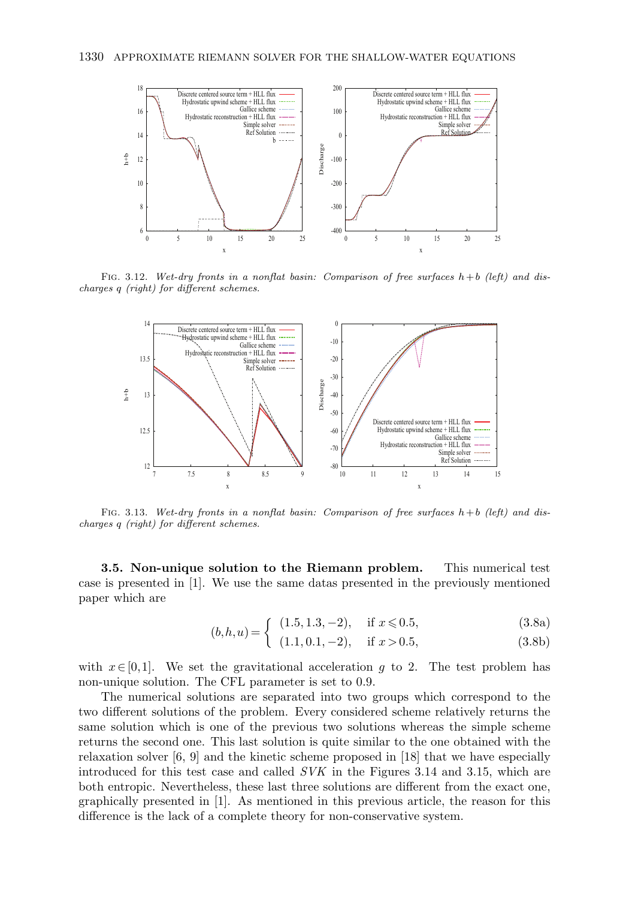FIG. 3.12. *Wet-dry fronts in a nonflat basin: Comparison of free surfaces $h+b$ (left) and discharges $q$ (right) for different schemes.*

FIG. 3.13. *Wet-dry fronts in a nonflat basin: Comparison of free surfaces $h+b$ (left) and discharges $q$ (right) for different schemes.*

### 3.5. Non-unique solution to the Riemann problem.

This numerical test case is presented in [1]. We use the same datas presented in the previously mentioned paper which are

$$(b,h,u) = \begin{cases} (1.5, 1.3, -2), & \text{if } x \leqslant 0.5, \qquad (3.8a) \\ (1.1, 0.1, -2), & \text{if } x > 0.5, \qquad (3.8b) \end{cases}$$

with $x \in [0,1]$. We set the gravitational acceleration $g$ to 2. The test problem has non-unique solution. The CFL parameter is set to 0.9.

The numerical solutions are separated into two groups which correspond to the two different solutions of the problem. Every considered scheme relatively returns the same solution which is one of the previous two solutions whereas the simple scheme returns the second one. This last solution is quite similar to the one obtained with the relaxation solver [6, 9] and the kinetic scheme proposed in [18] that we have especially introduced for this test case and called *SVK* in the Figures 3.14 and 3.15, which are both entropic. Nevertheless, these last three solutions are different from the exact one, graphically presented in [1]. As mentioned in this previous article, the reason for this difference is the lack of a complete theory for non-conservative system.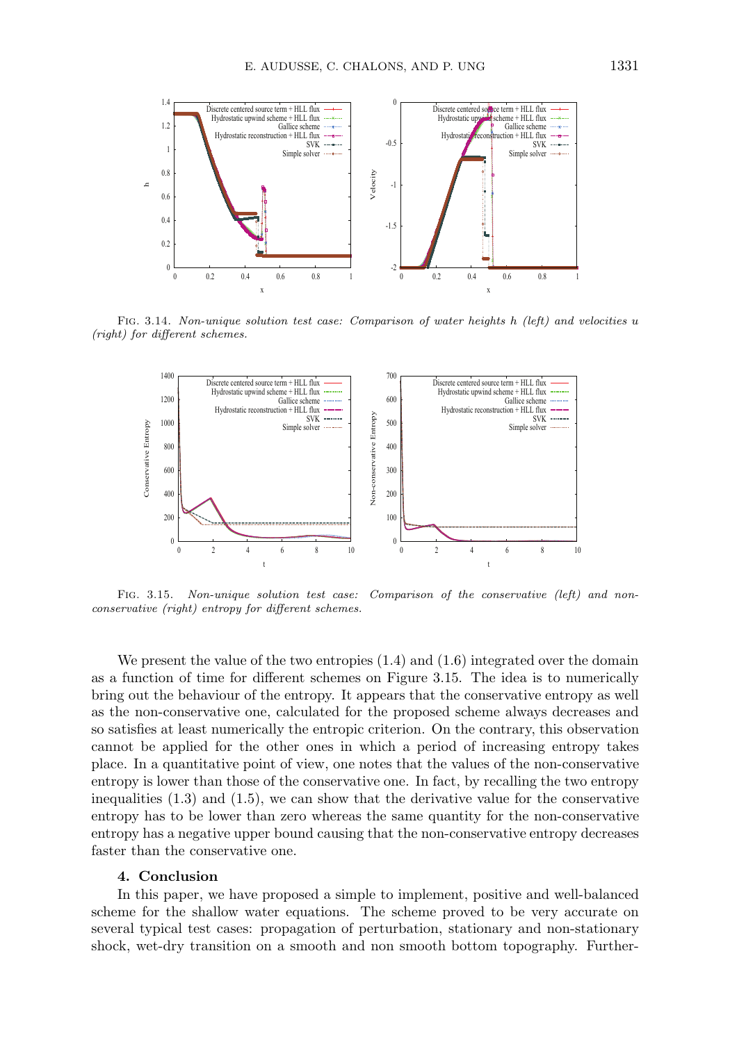FIG. 3.14. *Non-unique solution test case: Comparison of water heights h (left) and velocities u (right) for different schemes.*

FIG. 3.15. *Non-unique solution test case: Comparison of the conservative (left) and non-conservative (right) entropy for different schemes.*

We present the value of the two entropies (1.4) and (1.6) integrated over the domain as a function of time for different schemes on Figure 3.15. The idea is to numerically bring out the behaviour of the entropy. It appears that the conservative entropy as well as the non-conservative one, calculated for the proposed scheme always decreases and so satisfies at least numerically the entropic criterion. On the contrary, this observation cannot be applied for the other ones in which a period of increasing entropy takes place. In a quantitative point of view, one notes that the values of the non-conservative entropy is lower than those of the conservative one. In fact, by recalling the two entropy inequalities (1.3) and (1.5), we can show that the derivative value for the conservative entropy has to be lower than zero whereas the same quantity for the non-conservative entropy has a negative upper bound causing that the non-conservative entropy decreases faster than the conservative one.

## 4. Conclusion

In this paper, we have proposed a simple to implement, positive and well-balanced scheme for the shallow water equations. The scheme proved to be very accurate on several typical test cases: propagation of perturbation, stationary and non-stationary shock, wet-dry transition on a smooth and non smooth bottom topography. Further-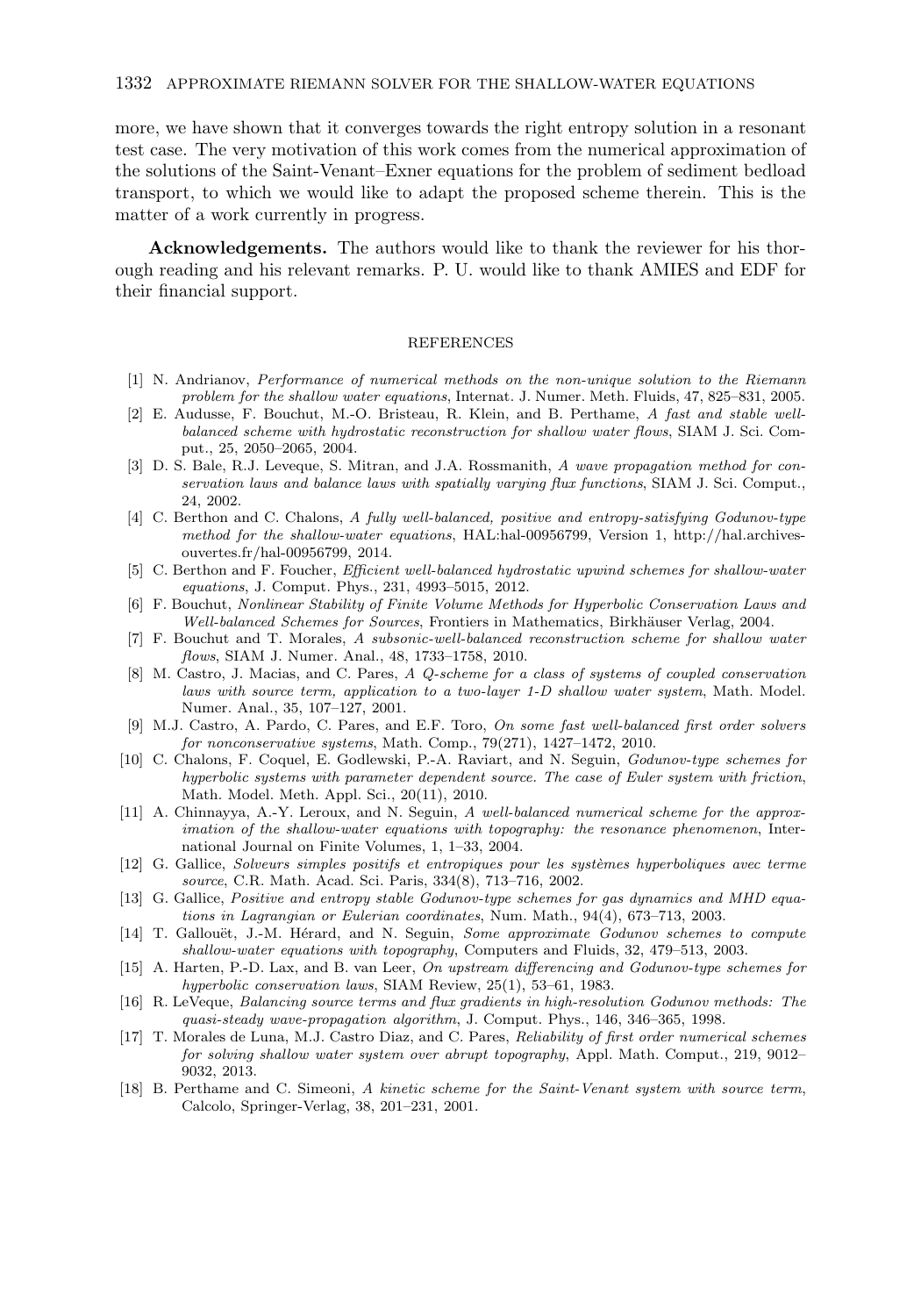more, we have shown that it converges towards the right entropy solution in a resonant test case. The very motivation of this work comes from the numerical approximation of the solutions of the Saint-Venant–Exner equations for the problem of sediment bedload transport, to which we would like to adapt the proposed scheme therein. This is the matter of a work currently in progress.

**Acknowledgements.** The authors would like to thank the reviewer for his thorough reading and his relevant remarks. P. U. would like to thank AMIES and EDF for their financial support.

## REFERENCES

[1] N. Andrianov, *Performance of numerical methods on the non-unique solution to the Riemann problem for the shallow water equations*, Internat. J. Numer. Meth. Fluids, 47, 825–831, 2005.

[2] E. Audusse, F. Bouchut, M.-O. Bristeau, R. Klein, and B. Perthame, *A fast and stable well-balanced scheme with hydrostatic reconstruction for shallow water flows*, SIAM J. Sci. Comput., 25, 2050–2065, 2004.

[3] D. S. Bale, R.J. Leveque, S. Mitran, and J.A. Rossmanith, *A wave propagation method for conservation laws and balance laws with spatially varying flux functions*, SIAM J. Sci. Comput., 24, 2002.

[4] C. Berthon and C. Chalons, *A fully well-balanced, positive and entropy-satisfying Godunov-type method for the shallow-water equations*, HAL:hal-00956799, Version 1, http://hal.archives-ouvertes.fr/hal-00956799, 2014.

[5] C. Berthon and F. Foucher, *Efficient well-balanced hydrostatic upwind schemes for shallow-water equations*, J. Comput. Phys., 231, 4993–5015, 2012.

[6] F. Bouchut, *Nonlinear Stability of Finite Volume Methods for Hyperbolic Conservation Laws and Well-balanced Schemes for Sources*, Frontiers in Mathematics, Birkhäuser Verlag, 2004.

[7] F. Bouchut and T. Morales, *A subsonic-well-balanced reconstruction scheme for shallow water flows*, SIAM J. Numer. Anal., 48, 1733–1758, 2010.

[8] M. Castro, J. Macias, and C. Pares, *A Q-scheme for a class of systems of coupled conservation laws with source term, application to a two-layer 1-D shallow water system*, Math. Model. Numer. Anal., 35, 107–127, 2001.

[9] M.J. Castro, A. Pardo, C. Pares, and E.F. Toro, *On some fast well-balanced first order solvers for nonconservative systems*, Math. Comp., 79(271), 1427–1472, 2010.

[10] C. Chalons, F. Coquel, E. Godlewski, P.-A. Raviart, and N. Seguin, *Godunov-type schemes for hyperbolic systems with parameter dependent source. The case of Euler system with friction*, Math. Model. Meth. Appl. Sci., 20(11), 2010.

[11] A. Chinnayya, A.-Y. Leroux, and N. Seguin, *A well-balanced numerical scheme for the approximation of the shallow-water equations with topography: the resonance phenomenon*, International Journal on Finite Volumes, 1, 1–33, 2004.

[12] G. Gallice, *Solveurs simples positifs et entropiques pour les systèmes hyperboliques avec terme source*, C.R. Math. Acad. Sci. Paris, 334(8), 713–716, 2002.

[13] G. Gallice, *Positive and entropy stable Godunov-type schemes for gas dynamics and MHD equations in Lagrangian or Eulerian coordinates*, Num. Math., 94(4), 673–713, 2003.

[14] T. Gallouët, J.-M. Hérard, and N. Seguin, *Some approximate Godunov schemes to compute shallow-water equations with topography*, Computers and Fluids, 32, 479–513, 2003.

[15] A. Harten, P.-D. Lax, and B. van Leer, *On upstream differencing and Godunov-type schemes for hyperbolic conservation laws*, SIAM Review, 25(1), 53–61, 1983.

[16] R. LeVeque, *Balancing source terms and flux gradients in high-resolution Godunov methods: The quasi-steady wave-propagation algorithm*, J. Comput. Phys., 146, 346–365, 1998.

[17] T. Morales de Luna, M.J. Castro Diaz, and C. Pares, *Reliability of first order numerical schemes for solving shallow water system over abrupt topography*, Appl. Math. Comput., 219, 9012–9032, 2013.

[18] B. Perthame and C. Simeoni, *A kinetic scheme for the Saint-Venant system with source term*, Calcolo, Springer-Verlag, 38, 201–231, 2001.